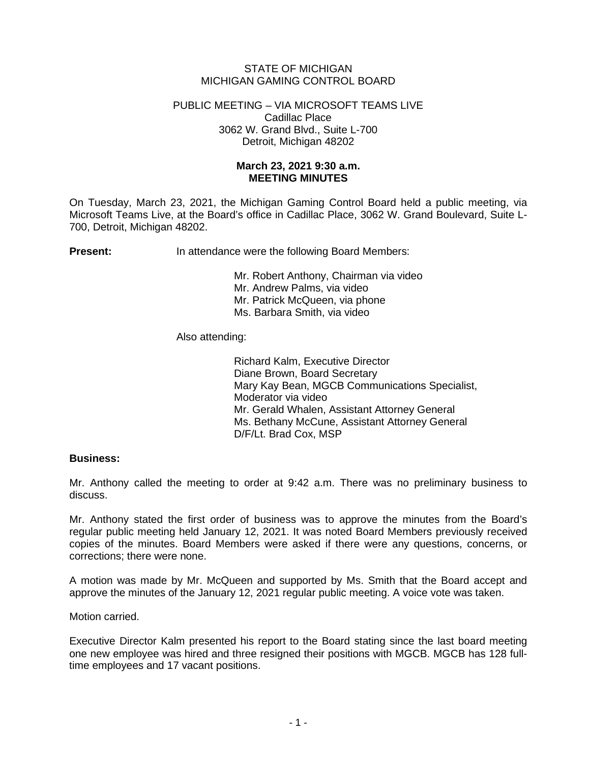STATE OF MICHIGAN
MICHIGAN GAMING CONTROL BOARD

PUBLIC MEETING – VIA MICROSOFT TEAMS LIVE
Cadillac Place
3062 W. Grand Blvd., Suite L-700
Detroit, Michigan 48202

**March 23, 2021 9:30 a.m.**
**MEETING MINUTES**

On Tuesday, March 23, 2021, the Michigan Gaming Control Board held a public meeting, via Microsoft Teams Live, at the Board's office in Cadillac Place, 3062 W. Grand Boulevard, Suite L-700, Detroit, Michigan 48202.

**Present:** In attendance were the following Board Members:

Mr. Robert Anthony, Chairman via video
Mr. Andrew Palms, via video
Mr. Patrick McQueen, via phone
Ms. Barbara Smith, via video

Also attending:

Richard Kalm, Executive Director
Diane Brown, Board Secretary
Mary Kay Bean, MGCB Communications Specialist, Moderator via video
Mr. Gerald Whalen, Assistant Attorney General
Ms. Bethany McCune, Assistant Attorney General
D/F/Lt. Brad Cox, MSP

**Business:**

Mr. Anthony called the meeting to order at 9:42 a.m. There was no preliminary business to discuss.

Mr. Anthony stated the first order of business was to approve the minutes from the Board's regular public meeting held January 12, 2021. It was noted Board Members previously received copies of the minutes. Board Members were asked if there were any questions, concerns, or corrections; there were none.

A motion was made by Mr. McQueen and supported by Ms. Smith that the Board accept and approve the minutes of the January 12, 2021 regular public meeting. A voice vote was taken.

Motion carried.

Executive Director Kalm presented his report to the Board stating since the last board meeting one new employee was hired and three resigned their positions with MGCB. MGCB has 128 full-time employees and 17 vacant positions.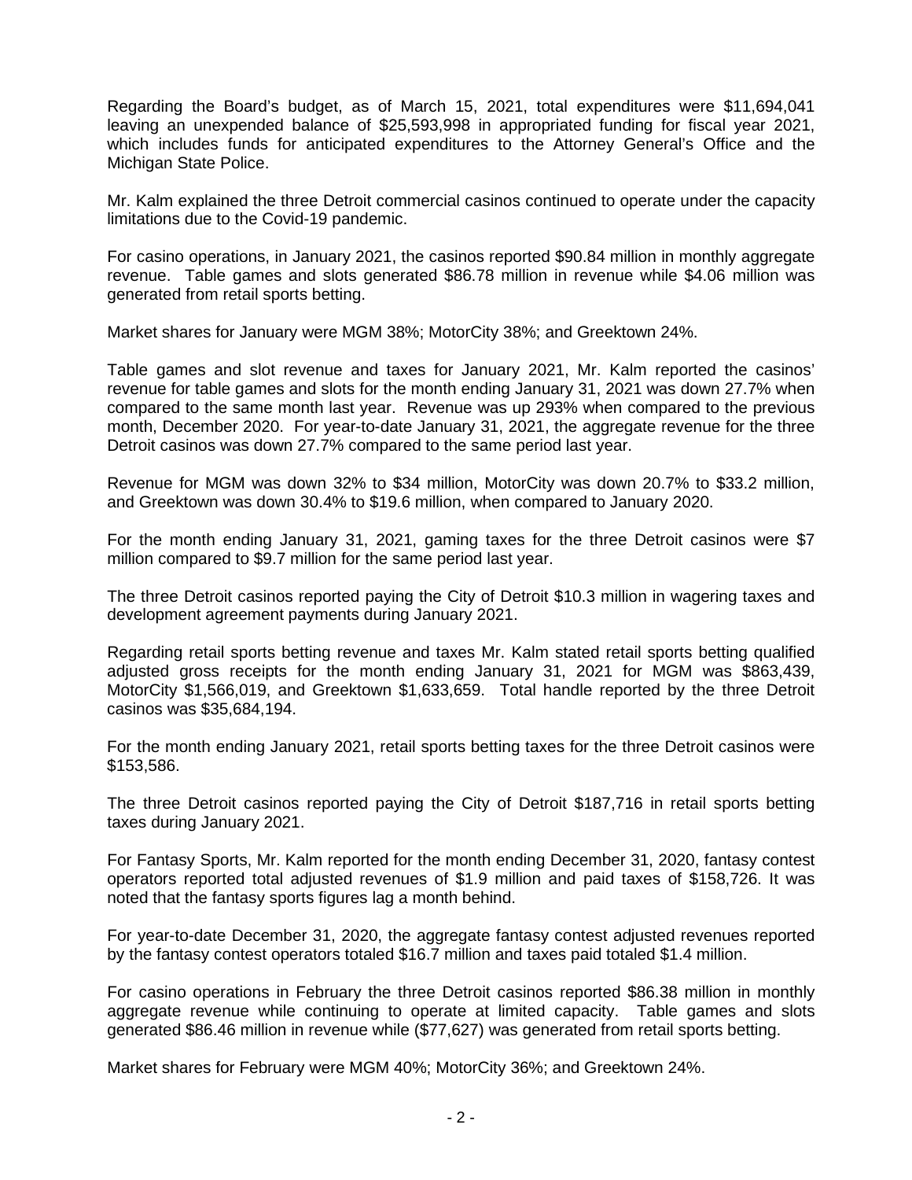Regarding the Board's budget, as of March 15, 2021, total expenditures were $11,694,041 leaving an unexpended balance of $25,593,998 in appropriated funding for fiscal year 2021, which includes funds for anticipated expenditures to the Attorney General's Office and the Michigan State Police.

Mr. Kalm explained the three Detroit commercial casinos continued to operate under the capacity limitations due to the Covid-19 pandemic.

For casino operations, in January 2021, the casinos reported $90.84 million in monthly aggregate revenue. Table games and slots generated $86.78 million in revenue while $4.06 million was generated from retail sports betting.

Market shares for January were MGM 38%; MotorCity 38%; and Greektown 24%.

Table games and slot revenue and taxes for January 2021, Mr. Kalm reported the casinos' revenue for table games and slots for the month ending January 31, 2021 was down 27.7% when compared to the same month last year. Revenue was up 293% when compared to the previous month, December 2020. For year-to-date January 31, 2021, the aggregate revenue for the three Detroit casinos was down 27.7% compared to the same period last year.

Revenue for MGM was down 32% to $34 million, MotorCity was down 20.7% to $33.2 million, and Greektown was down 30.4% to $19.6 million, when compared to January 2020.

For the month ending January 31, 2021, gaming taxes for the three Detroit casinos were $7 million compared to $9.7 million for the same period last year.

The three Detroit casinos reported paying the City of Detroit $10.3 million in wagering taxes and development agreement payments during January 2021.

Regarding retail sports betting revenue and taxes Mr. Kalm stated retail sports betting qualified adjusted gross receipts for the month ending January 31, 2021 for MGM was $863,439, MotorCity $1,566,019, and Greektown $1,633,659. Total handle reported by the three Detroit casinos was $35,684,194.

For the month ending January 2021, retail sports betting taxes for the three Detroit casinos were $153,586.

The three Detroit casinos reported paying the City of Detroit $187,716 in retail sports betting taxes during January 2021.

For Fantasy Sports, Mr. Kalm reported for the month ending December 31, 2020, fantasy contest operators reported total adjusted revenues of $1.9 million and paid taxes of $158,726. It was noted that the fantasy sports figures lag a month behind.

For year-to-date December 31, 2020, the aggregate fantasy contest adjusted revenues reported by the fantasy contest operators totaled $16.7 million and taxes paid totaled $1.4 million.

For casino operations in February the three Detroit casinos reported $86.38 million in monthly aggregate revenue while continuing to operate at limited capacity. Table games and slots generated $86.46 million in revenue while ($77,627) was generated from retail sports betting.

Market shares for February were MGM 40%; MotorCity 36%; and Greektown 24%.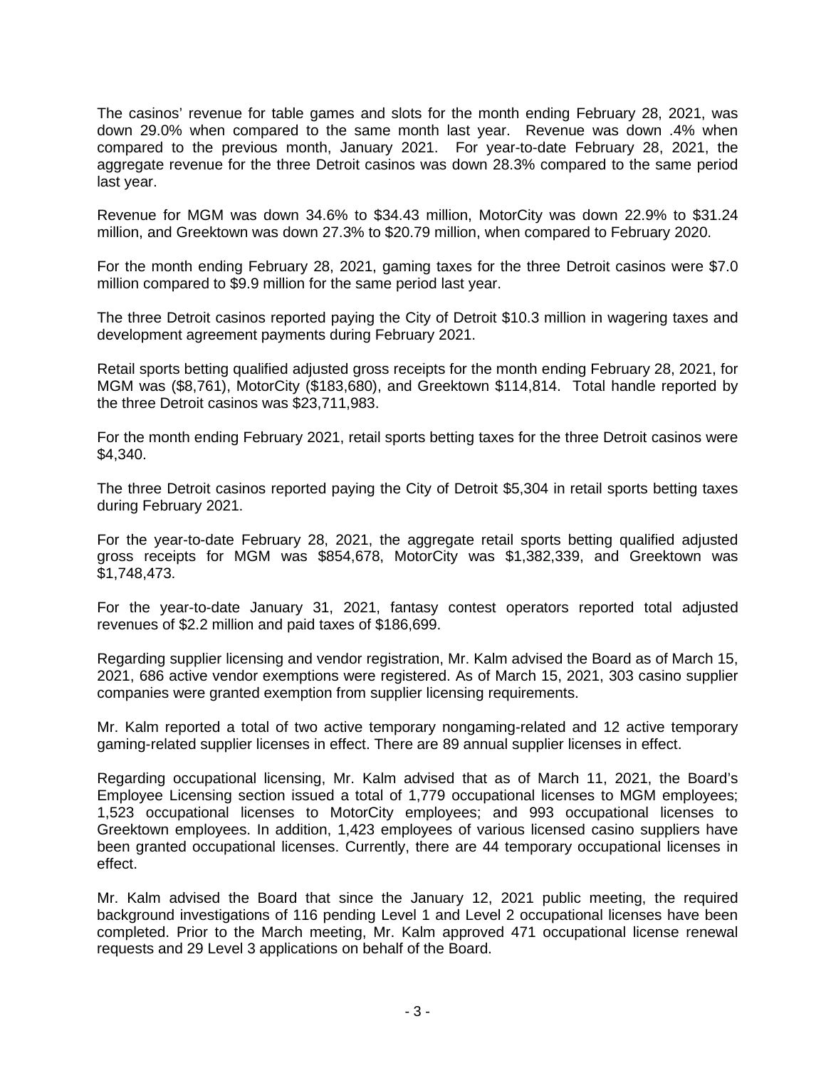The casinos' revenue for table games and slots for the month ending February 28, 2021, was down 29.0% when compared to the same month last year. Revenue was down .4% when compared to the previous month, January 2021. For year-to-date February 28, 2021, the aggregate revenue for the three Detroit casinos was down 28.3% compared to the same period last year.

Revenue for MGM was down 34.6% to $34.43 million, MotorCity was down 22.9% to $31.24 million, and Greektown was down 27.3% to $20.79 million, when compared to February 2020.

For the month ending February 28, 2021, gaming taxes for the three Detroit casinos were $7.0 million compared to $9.9 million for the same period last year.

The three Detroit casinos reported paying the City of Detroit $10.3 million in wagering taxes and development agreement payments during February 2021.

Retail sports betting qualified adjusted gross receipts for the month ending February 28, 2021, for MGM was ($8,761), MotorCity ($183,680), and Greektown $114,814. Total handle reported by the three Detroit casinos was $23,711,983.

For the month ending February 2021, retail sports betting taxes for the three Detroit casinos were $4,340.

The three Detroit casinos reported paying the City of Detroit $5,304 in retail sports betting taxes during February 2021.

For the year-to-date February 28, 2021, the aggregate retail sports betting qualified adjusted gross receipts for MGM was $854,678, MotorCity was $1,382,339, and Greektown was $1,748,473.

For the year-to-date January 31, 2021, fantasy contest operators reported total adjusted revenues of $2.2 million and paid taxes of $186,699.

Regarding supplier licensing and vendor registration, Mr. Kalm advised the Board as of March 15, 2021, 686 active vendor exemptions were registered. As of March 15, 2021, 303 casino supplier companies were granted exemption from supplier licensing requirements.

Mr. Kalm reported a total of two active temporary nongaming-related and 12 active temporary gaming-related supplier licenses in effect. There are 89 annual supplier licenses in effect.

Regarding occupational licensing, Mr. Kalm advised that as of March 11, 2021, the Board's Employee Licensing section issued a total of 1,779 occupational licenses to MGM employees; 1,523 occupational licenses to MotorCity employees; and 993 occupational licenses to Greektown employees. In addition, 1,423 employees of various licensed casino suppliers have been granted occupational licenses. Currently, there are 44 temporary occupational licenses in effect.

Mr. Kalm advised the Board that since the January 12, 2021 public meeting, the required background investigations of 116 pending Level 1 and Level 2 occupational licenses have been completed. Prior to the March meeting, Mr. Kalm approved 471 occupational license renewal requests and 29 Level 3 applications on behalf of the Board.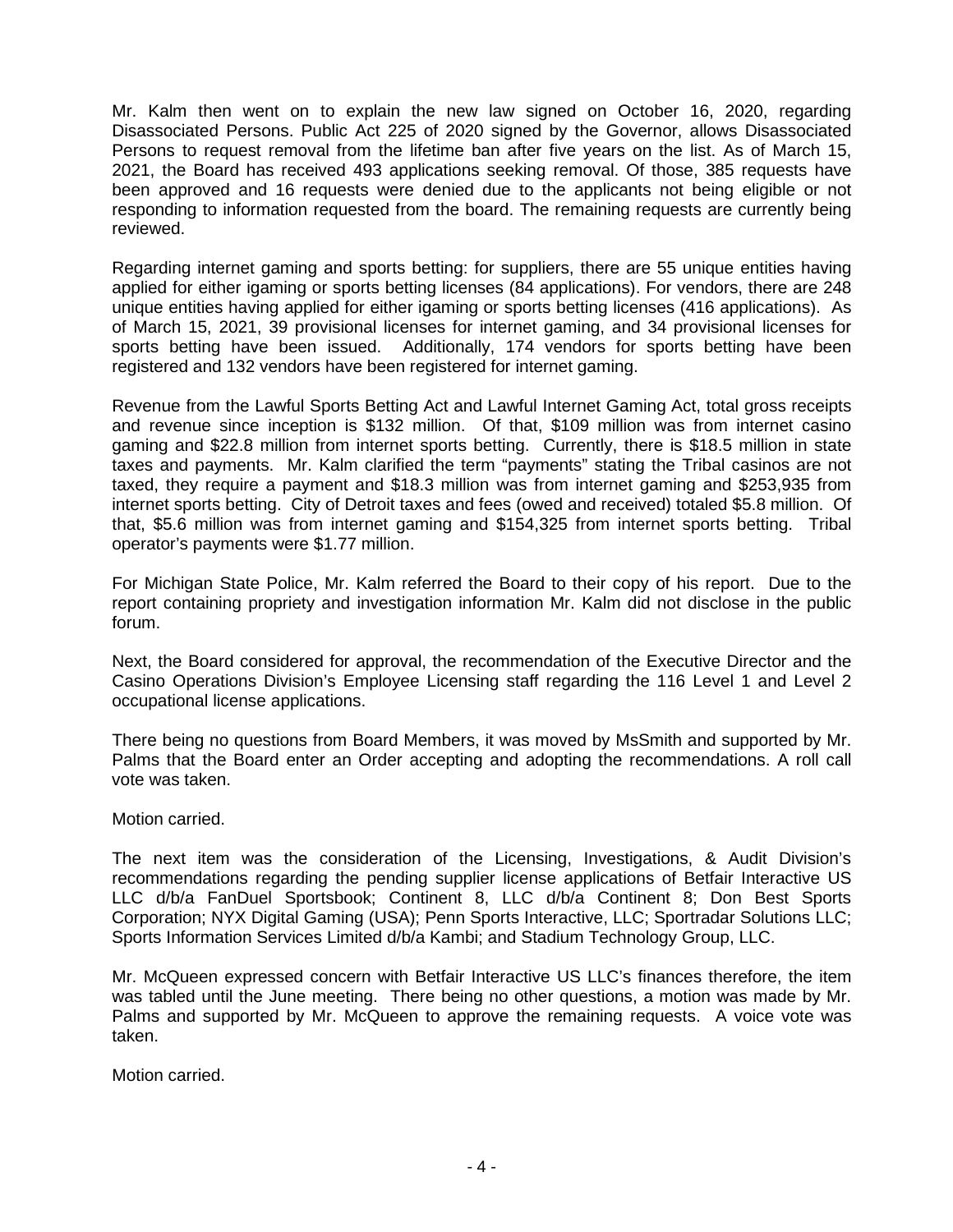Mr. Kalm then went on to explain the new law signed on October 16, 2020, regarding Disassociated Persons. Public Act 225 of 2020 signed by the Governor, allows Disassociated Persons to request removal from the lifetime ban after five years on the list. As of March 15, 2021, the Board has received 493 applications seeking removal. Of those, 385 requests have been approved and 16 requests were denied due to the applicants not being eligible or not responding to information requested from the board. The remaining requests are currently being reviewed.

Regarding internet gaming and sports betting: for suppliers, there are 55 unique entities having applied for either igaming or sports betting licenses (84 applications). For vendors, there are 248 unique entities having applied for either igaming or sports betting licenses (416 applications). As of March 15, 2021, 39 provisional licenses for internet gaming, and 34 provisional licenses for sports betting have been issued. Additionally, 174 vendors for sports betting have been registered and 132 vendors have been registered for internet gaming.

Revenue from the Lawful Sports Betting Act and Lawful Internet Gaming Act, total gross receipts and revenue since inception is $132 million. Of that, $109 million was from internet casino gaming and $22.8 million from internet sports betting. Currently, there is $18.5 million in state taxes and payments. Mr. Kalm clarified the term "payments" stating the Tribal casinos are not taxed, they require a payment and $18.3 million was from internet gaming and $253,935 from internet sports betting. City of Detroit taxes and fees (owed and received) totaled $5.8 million. Of that, $5.6 million was from internet gaming and $154,325 from internet sports betting. Tribal operator's payments were $1.77 million.

For Michigan State Police, Mr. Kalm referred the Board to their copy of his report. Due to the report containing propriety and investigation information Mr. Kalm did not disclose in the public forum.

Next, the Board considered for approval, the recommendation of the Executive Director and the Casino Operations Division's Employee Licensing staff regarding the 116 Level 1 and Level 2 occupational license applications.

There being no questions from Board Members, it was moved by MsSmith and supported by Mr. Palms that the Board enter an Order accepting and adopting the recommendations. A roll call vote was taken.

Motion carried.

The next item was the consideration of the Licensing, Investigations, & Audit Division's recommendations regarding the pending supplier license applications of Betfair Interactive US LLC d/b/a FanDuel Sportsbook; Continent 8, LLC d/b/a Continent 8; Don Best Sports Corporation; NYX Digital Gaming (USA); Penn Sports Interactive, LLC; Sportradar Solutions LLC; Sports Information Services Limited d/b/a Kambi; and Stadium Technology Group, LLC.

Mr. McQueen expressed concern with Betfair Interactive US LLC's finances therefore, the item was tabled until the June meeting. There being no other questions, a motion was made by Mr. Palms and supported by Mr. McQueen to approve the remaining requests. A voice vote was taken.

Motion carried.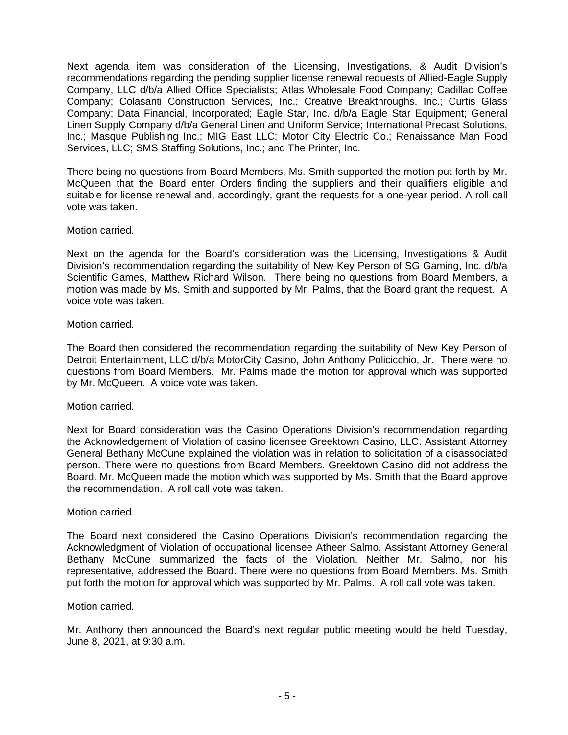Next agenda item was consideration of the Licensing, Investigations, & Audit Division's recommendations regarding the pending supplier license renewal requests of Allied-Eagle Supply Company, LLC d/b/a Allied Office Specialists; Atlas Wholesale Food Company; Cadillac Coffee Company; Colasanti Construction Services, Inc.; Creative Breakthroughs, Inc.; Curtis Glass Company; Data Financial, Incorporated; Eagle Star, Inc. d/b/a Eagle Star Equipment; General Linen Supply Company d/b/a General Linen and Uniform Service; International Precast Solutions, Inc.; Masque Publishing Inc.; MIG East LLC; Motor City Electric Co.; Renaissance Man Food Services, LLC; SMS Staffing Solutions, Inc.; and The Printer, Inc.

There being no questions from Board Members, Ms. Smith supported the motion put forth by Mr. McQueen that the Board enter Orders finding the suppliers and their qualifiers eligible and suitable for license renewal and, accordingly, grant the requests for a one-year period. A roll call vote was taken.

Motion carried.

Next on the agenda for the Board's consideration was the Licensing, Investigations & Audit Division's recommendation regarding the suitability of New Key Person of SG Gaming, Inc. d/b/a Scientific Games, Matthew Richard Wilson. There being no questions from Board Members, a motion was made by Ms. Smith and supported by Mr. Palms, that the Board grant the request. A voice vote was taken.

Motion carried.

The Board then considered the recommendation regarding the suitability of New Key Person of Detroit Entertainment, LLC d/b/a MotorCity Casino, John Anthony Policicchio, Jr. There were no questions from Board Members. Mr. Palms made the motion for approval which was supported by Mr. McQueen. A voice vote was taken.

Motion carried.

Next for Board consideration was the Casino Operations Division's recommendation regarding the Acknowledgement of Violation of casino licensee Greektown Casino, LLC. Assistant Attorney General Bethany McCune explained the violation was in relation to solicitation of a disassociated person. There were no questions from Board Members. Greektown Casino did not address the Board. Mr. McQueen made the motion which was supported by Ms. Smith that the Board approve the recommendation. A roll call vote was taken.

Motion carried.

The Board next considered the Casino Operations Division's recommendation regarding the Acknowledgment of Violation of occupational licensee Atheer Salmo. Assistant Attorney General Bethany McCune summarized the facts of the Violation. Neither Mr. Salmo, nor his representative, addressed the Board. There were no questions from Board Members. Ms. Smith put forth the motion for approval which was supported by Mr. Palms. A roll call vote was taken.

Motion carried.

Mr. Anthony then announced the Board's next regular public meeting would be held Tuesday, June 8, 2021, at 9:30 a.m.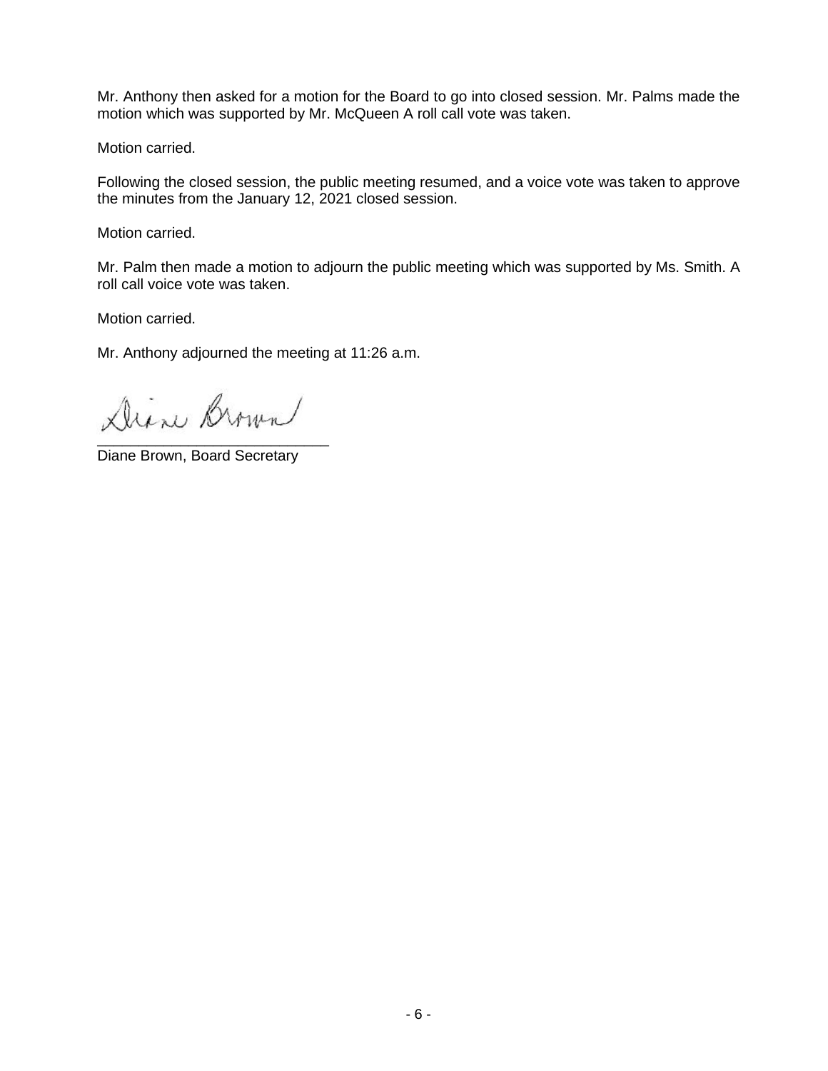Mr. Anthony then asked for a motion for the Board to go into closed session. Mr. Palms made the motion which was supported by Mr. McQueen A roll call vote was taken.

Motion carried.

Following the closed session, the public meeting resumed, and a voice vote was taken to approve the minutes from the January 12, 2021 closed session.

Motion carried.

Mr. Palm then made a motion to adjourn the public meeting which was supported by Ms. Smith. A roll call voice vote was taken.

Motion carried.

Mr. Anthony adjourned the meeting at 11:26 a.m.

Diane Brown

___________________________

Diane Brown, Board Secretary